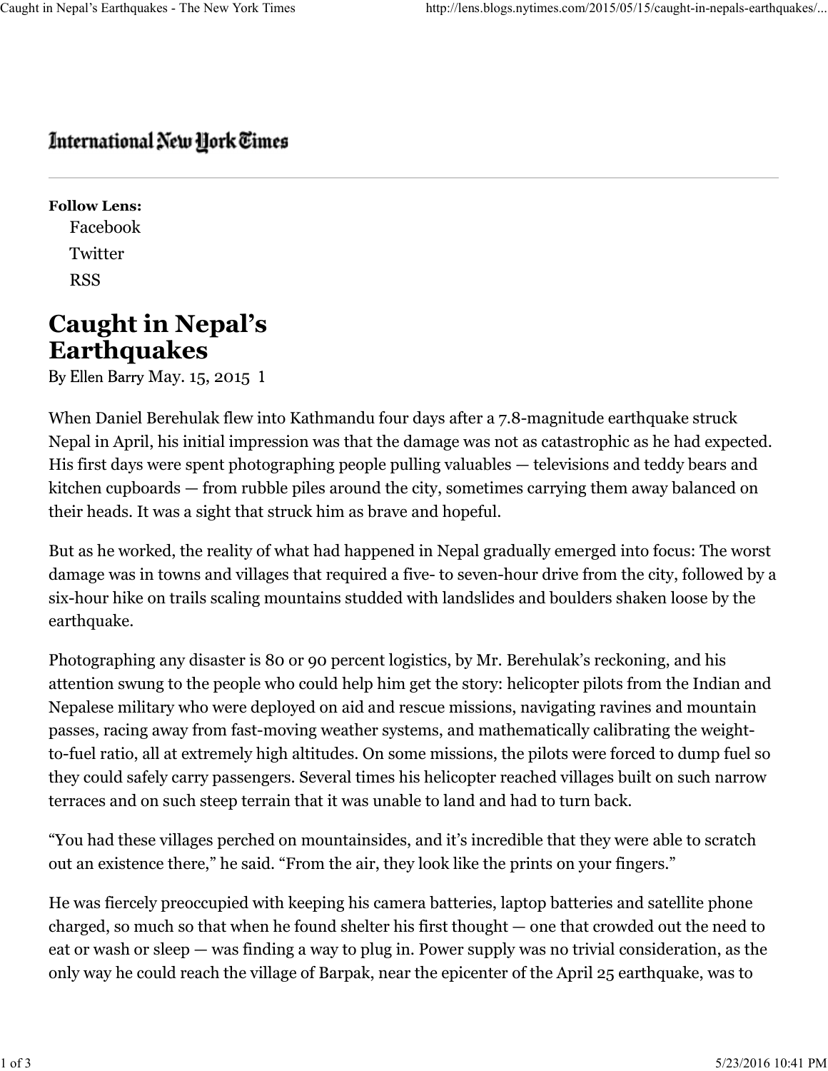International New York Times

**Follow Lens:**

- Facebook
- Twitter
- RSS

# Caught in Nepal's Earthquakes

By Ellen Barry May. 15, 2015 1

When Daniel Berehulak flew into Kathmandu four days after a 7.8-magnitude earthquake struck Nepal in April, his initial impression was that the damage was not as catastrophic as he had expected. His first days were spent photographing people pulling valuables — televisions and teddy bears and kitchen cupboards — from rubble piles around the city, sometimes carrying them away balanced on their heads. It was a sight that struck him as brave and hopeful.

But as he worked, the reality of what had happened in Nepal gradually emerged into focus: The worst damage was in towns and villages that required a five- to seven-hour drive from the city, followed by a six-hour hike on trails scaling mountains studded with landslides and boulders shaken loose by the earthquake.

Photographing any disaster is 80 or 90 percent logistics, by Mr. Berehulak's reckoning, and his attention swung to the people who could help him get the story: helicopter pilots from the Indian and Nepalese military who were deployed on aid and rescue missions, navigating ravines and mountain passes, racing away from fast-moving weather systems, and mathematically calibrating the weight-to-fuel ratio, all at extremely high altitudes. On some missions, the pilots were forced to dump fuel so they could safely carry passengers. Several times his helicopter reached villages built on such narrow terraces and on such steep terrain that it was unable to land and had to turn back.

"You had these villages perched on mountainsides, and it's incredible that they were able to scratch out an existence there," he said. "From the air, they look like the prints on your fingers."

He was fiercely preoccupied with keeping his camera batteries, laptop batteries and satellite phone charged, so much so that when he found shelter his first thought — one that crowded out the need to eat or wash or sleep — was finding a way to plug in. Power supply was no trivial consideration, as the only way he could reach the village of Barpak, near the epicenter of the April 25 earthquake, was to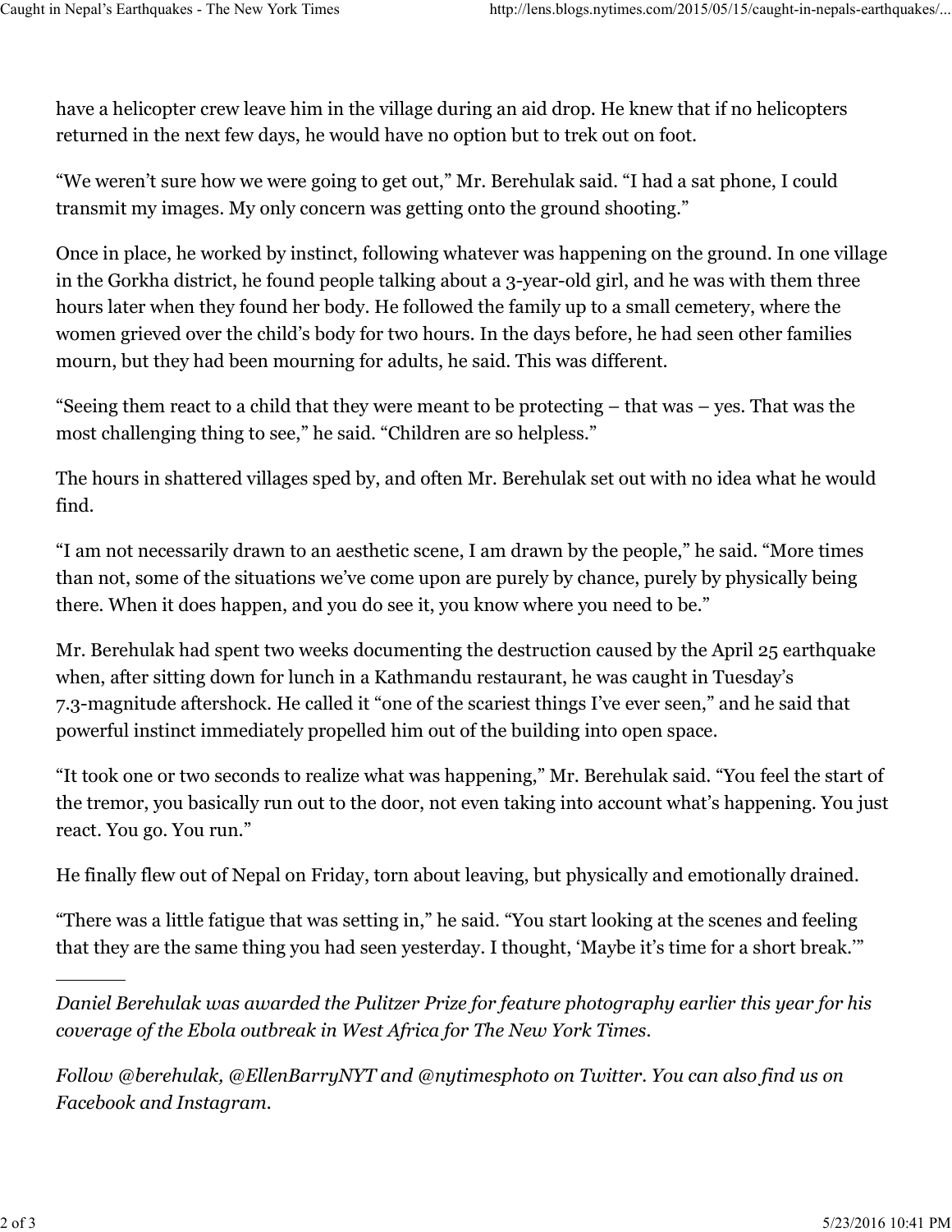have a helicopter crew leave him in the village during an aid drop. He knew that if no helicopters returned in the next few days, he would have no option but to trek out on foot.

"We weren't sure how we were going to get out," Mr. Berehulak said. "I had a sat phone, I could transmit my images. My only concern was getting onto the ground shooting."

Once in place, he worked by instinct, following whatever was happening on the ground. In one village in the Gorkha district, he found people talking about a 3-year-old girl, and he was with them three hours later when they found her body. He followed the family up to a small cemetery, where the women grieved over the child's body for two hours. In the days before, he had seen other families mourn, but they had been mourning for adults, he said. This was different.

"Seeing them react to a child that they were meant to be protecting – that was – yes. That was the most challenging thing to see," he said. "Children are so helpless."

The hours in shattered villages sped by, and often Mr. Berehulak set out with no idea what he would find.

"I am not necessarily drawn to an aesthetic scene, I am drawn by the people," he said. "More times than not, some of the situations we've come upon are purely by chance, purely by physically being there. When it does happen, and you do see it, you know where you need to be."

Mr. Berehulak had spent two weeks documenting the destruction caused by the April 25 earthquake when, after sitting down for lunch in a Kathmandu restaurant, he was caught in Tuesday's 7.3-magnitude aftershock. He called it "one of the scariest things I've ever seen," and he said that powerful instinct immediately propelled him out of the building into open space.

"It took one or two seconds to realize what was happening," Mr. Berehulak said. "You feel the start of the tremor, you basically run out to the door, not even taking into account what's happening. You just react. You go. You run."

He finally flew out of Nepal on Friday, torn about leaving, but physically and emotionally drained.

"There was a little fatigue that was setting in," he said. "You start looking at the scenes and feeling that they are the same thing you had seen yesterday. I thought, 'Maybe it's time for a short break.'"

---

*Daniel Berehulak was awarded the Pulitzer Prize for feature photography earlier this year for his coverage of the Ebola outbreak in West Africa for The New York Times.*

*Follow @berehulak, @EllenBarryNYT and @nytimesphoto on Twitter. You can also find us on Facebook and Instagram.*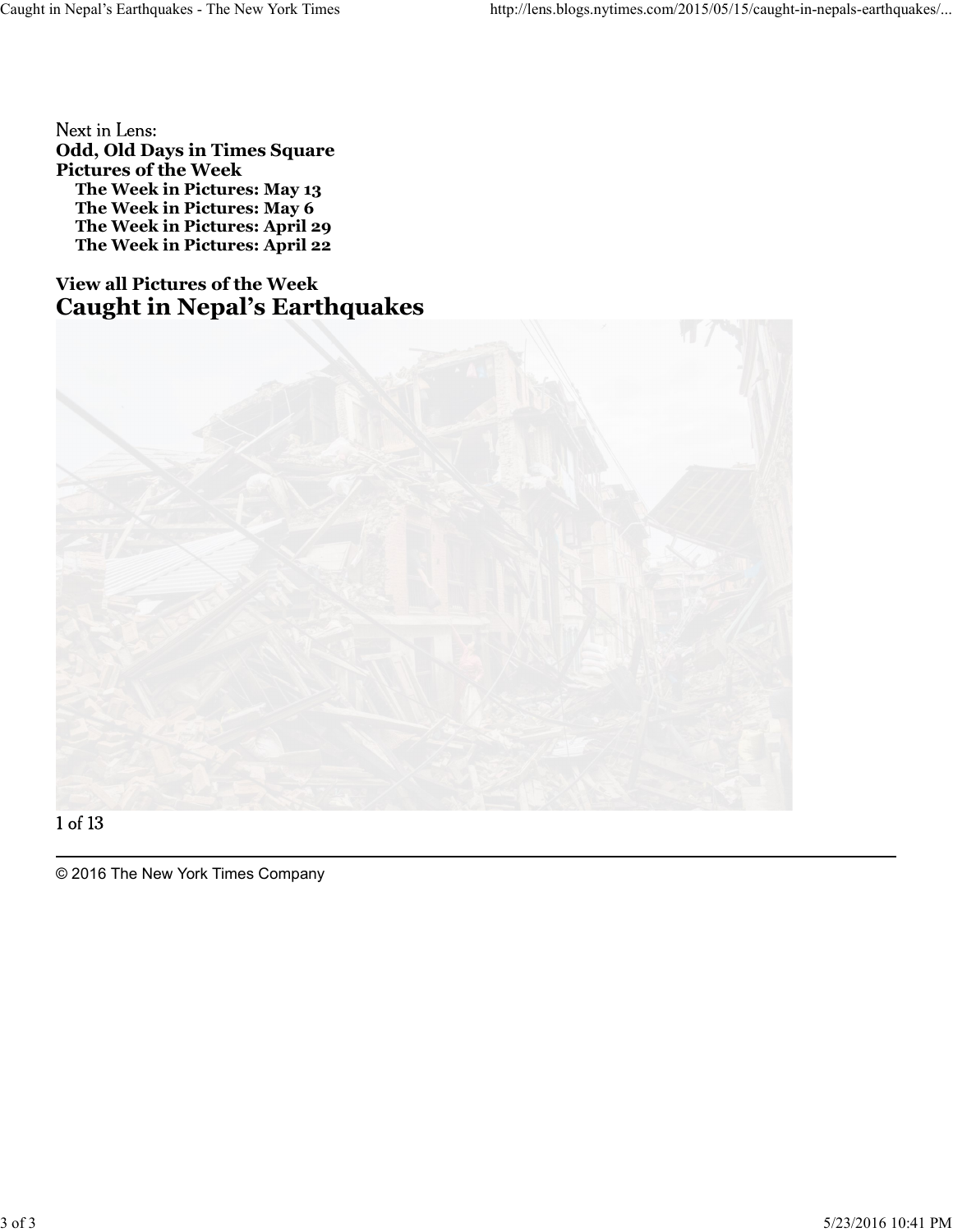Next in Lens:
**Odd, Old Days in Times Square**
**Pictures of the Week**

- **The Week in Pictures: May 13**
- **The Week in Pictures: May 6**
- **The Week in Pictures: April 29**
- **The Week in Pictures: April 22**

**View all Pictures of the Week**

## Caught in Nepal's Earthquakes

1 of 13

© 2016 The New York Times Company